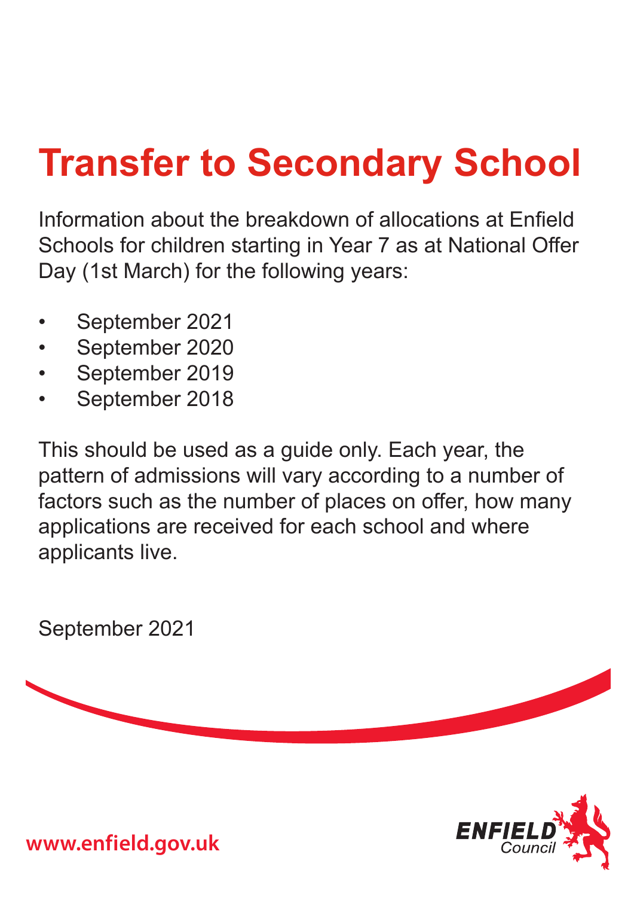# Transfer to Secondary School

Information about the breakdown of allocations at Enfield Schools for children starting in Year 7 as at National Offer Day (1st March) for the following years:

- September 2021
- September 2020
- September 2019
- September 2018

This should be used as a guide only. Each year, the pattern of admissions will vary according to a number of factors such as the number of places on offer, how many applications are received for each school and where applicants live.

September 2021

www.enfield.gov.uk

ENFIELD Council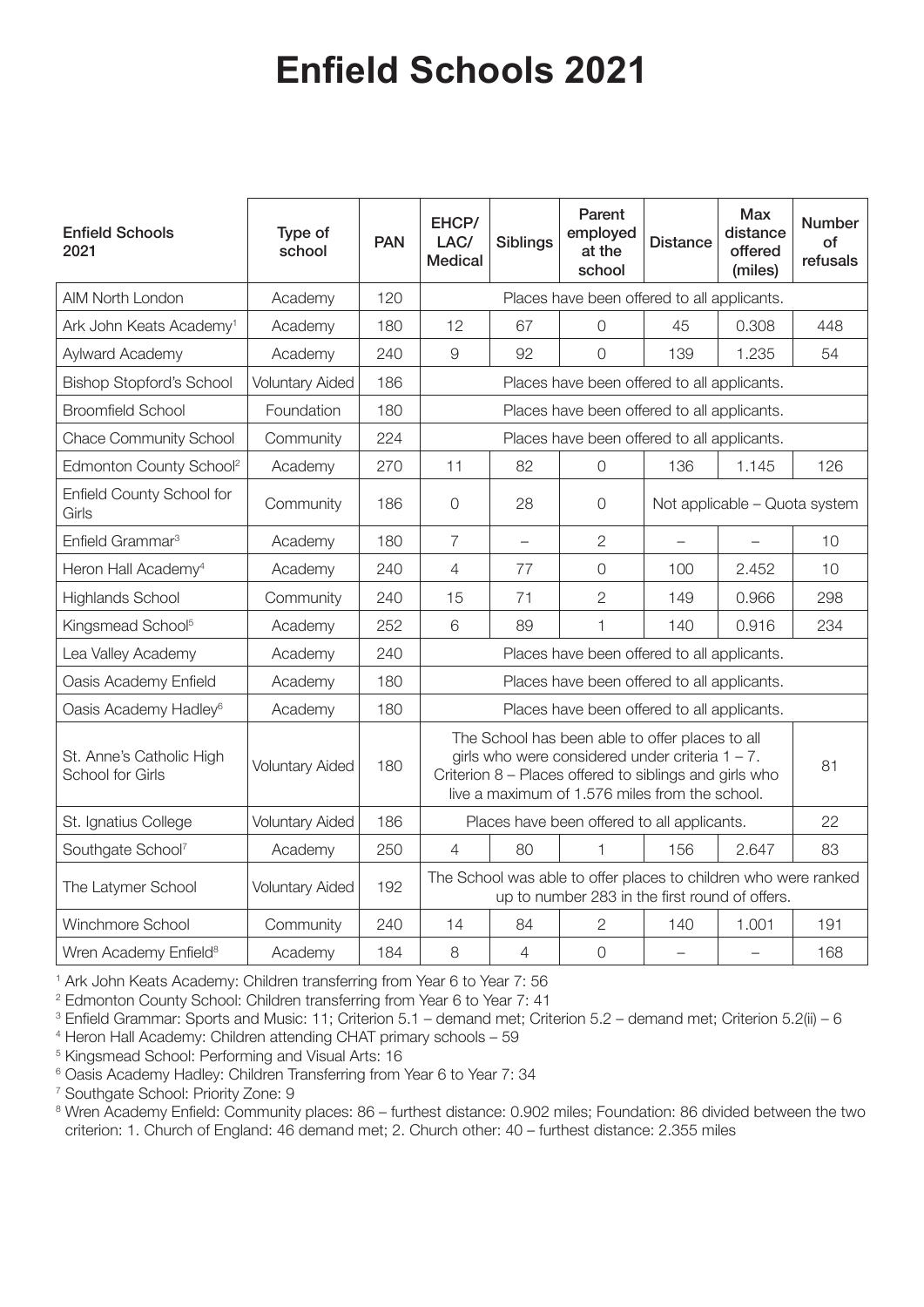# Enfield Schools 2021

| Enfield Schools 2021 | Type of school | PAN | EHCP/ LAC/ Medical | Siblings | Parent employed at the school | Distance | Max distance offered (miles) | Number of refusals |
|---|---|---|---|---|---|---|---|---|
| AIM North London | Academy | 120 | Places have been offered to all applicants. | | | | | |
| Ark John Keats Academy[1] | Academy | 180 | 12 | 67 | 0 | 45 | 0.308 | 448 |
| Aylward Academy | Academy | 240 | 9 | 92 | 0 | 139 | 1.235 | 54 |
| Bishop Stopford's School | Voluntary Aided | 186 | Places have been offered to all applicants. | | | | | |
| Broomfield School | Foundation | 180 | Places have been offered to all applicants. | | | | | |
| Chace Community School | Community | 224 | Places have been offered to all applicants. | | | | | |
| Edmonton County School[2] | Academy | 270 | 11 | 82 | 0 | 136 | 1.145 | 126 |
| Enfield County School for Girls | Community | 186 | 0 | 28 | 0 | Not applicable – Quota system | | |
| Enfield Grammar[3] | Academy | 180 | 7 | – | 2 | – | – | 10 |
| Heron Hall Academy[4] | Academy | 240 | 4 | 77 | 0 | 100 | 2.452 | 10 |
| Highlands School | Community | 240 | 15 | 71 | 2 | 149 | 0.966 | 298 |
| Kingsmead School[5] | Academy | 252 | 6 | 89 | 1 | 140 | 0.916 | 234 |
| Lea Valley Academy | Academy | 240 | Places have been offered to all applicants. | | | | | |
| Oasis Academy Enfield | Academy | 180 | Places have been offered to all applicants. | | | | | |
| Oasis Academy Hadley[6] | Academy | 180 | Places have been offered to all applicants. | | | | | |
| St. Anne's Catholic High School for Girls | Voluntary Aided | 180 | The School has been able to offer places to all girls who were considered under criteria 1 – 7. Criterion 8 – Places offered to siblings and girls who live a maximum of 1.576 miles from the school. | | | | | 81 |
| St. Ignatius College | Voluntary Aided | 186 | Places have been offered to all applicants. | | | | | 22 |
| Southgate School[7] | Academy | 250 | 4 | 80 | 1 | 156 | 2.647 | 83 |
| The Latymer School | Voluntary Aided | 192 | The School was able to offer places to children who were ranked up to number 283 in the first round of offers. | | | | | |
| Winchmore School | Community | 240 | 14 | 84 | 2 | 140 | 1.001 | 191 |
| Wren Academy Enfield[8] | Academy | 184 | 8 | 4 | 0 | – | – | 168 |

[1] Ark John Keats Academy: Children transferring from Year 6 to Year 7: 56

[2] Edmonton County School: Children transferring from Year 6 to Year 7: 41

[3] Enfield Grammar: Sports and Music: 11; Criterion 5.1 – demand met; Criterion 5.2 – demand met; Criterion 5.2(ii) – 6

[4] Heron Hall Academy: Children attending CHAT primary schools – 59

[5] Kingsmead School: Performing and Visual Arts: 16

[6] Oasis Academy Hadley: Children Transferring from Year 6 to Year 7: 34

[7] Southgate School: Priority Zone: 9

[8] Wren Academy Enfield: Community places: 86 – furthest distance: 0.902 miles; Foundation: 86 divided between the two criterion: 1. Church of England: 46 demand met; 2. Church other: 40 – furthest distance: 2.355 miles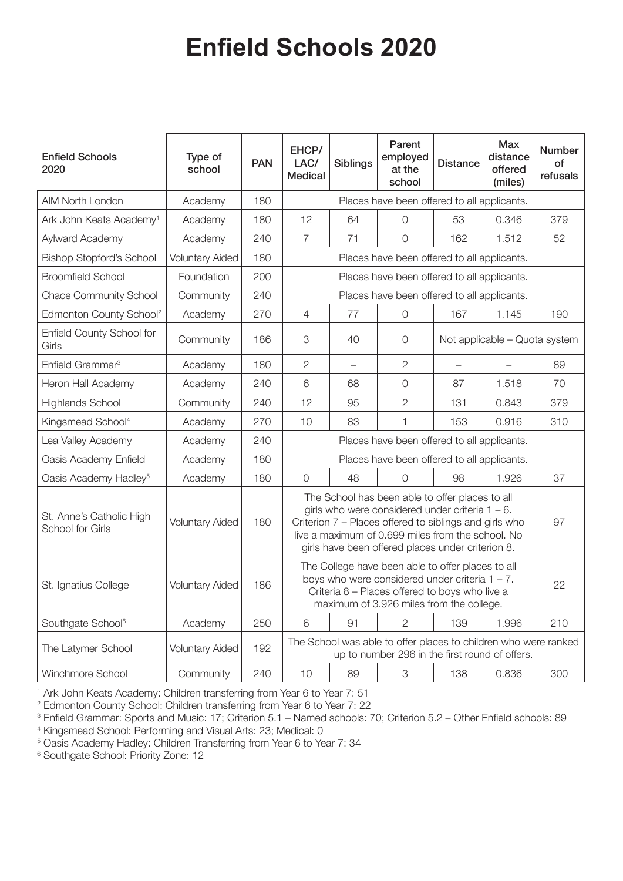# Enfield Schools 2020

| Enfield Schools 2020 | Type of school | PAN | EHCP/ LAC/ Medical | Siblings | Parent employed at the school | Distance | Max distance offered (miles) | Number of refusals |
|---|---|---|---|---|---|---|---|---|
| AIM North London | Academy | 180 | Places have been offered to all applicants. | | | | | |
| Ark John Keats Academy[1] | Academy | 180 | 12 | 64 | 0 | 53 | 0.346 | 379 |
| Aylward Academy | Academy | 240 | 7 | 71 | 0 | 162 | 1.512 | 52 |
| Bishop Stopford's School | Voluntary Aided | 180 | Places have been offered to all applicants. | | | | | |
| Broomfield School | Foundation | 200 | Places have been offered to all applicants. | | | | | |
| Chace Community School | Community | 240 | Places have been offered to all applicants. | | | | | |
| Edmonton County School[2] | Academy | 270 | 4 | 77 | 0 | 167 | 1.145 | 190 |
| Enfield County School for Girls | Community | 186 | 3 | 40 | 0 | Not applicable – Quota system | | |
| Enfield Grammar[3] | Academy | 180 | 2 | – | 2 | – | – | 89 |
| Heron Hall Academy | Academy | 240 | 6 | 68 | 0 | 87 | 1.518 | 70 |
| Highlands School | Community | 240 | 12 | 95 | 2 | 131 | 0.843 | 379 |
| Kingsmead School[4] | Academy | 270 | 10 | 83 | 1 | 153 | 0.916 | 310 |
| Lea Valley Academy | Academy | 240 | Places have been offered to all applicants. | | | | | |
| Oasis Academy Enfield | Academy | 180 | Places have been offered to all applicants. | | | | | |
| Oasis Academy Hadley[5] | Academy | 180 | 0 | 48 | 0 | 98 | 1.926 | 37 |
| St. Anne's Catholic High School for Girls | Voluntary Aided | 180 | The School has been able to offer places to all girls who were considered under criteria 1 – 6. Criterion 7 – Places offered to siblings and girls who live a maximum of 0.699 miles from the school. No girls have been offered places under criterion 8. | | | | | 97 |
| St. Ignatius College | Voluntary Aided | 186 | The College have been able to offer places to all boys who were considered under criteria 1 – 7. Criteria 8 – Places offered to boys who live a maximum of 3.926 miles from the college. | | | | | 22 |
| Southgate School[6] | Academy | 250 | 6 | 91 | 2 | 139 | 1.996 | 210 |
| The Latymer School | Voluntary Aided | 192 | The School was able to offer places to children who were ranked up to number 296 in the first round of offers. | | | | | |
| Winchmore School | Community | 240 | 10 | 89 | 3 | 138 | 0.836 | 300 |

[1] Ark John Keats Academy: Children transferring from Year 6 to Year 7: 51

[2] Edmonton County School: Children transferring from Year 6 to Year 7: 22

[3] Enfield Grammar: Sports and Music: 17; Criterion 5.1 – Named schools: 70; Criterion 5.2 – Other Enfield schools: 89

[4] Kingsmead School: Performing and Visual Arts: 23; Medical: 0

[5] Oasis Academy Hadley: Children Transferring from Year 6 to Year 7: 34

[6] Southgate School: Priority Zone: 12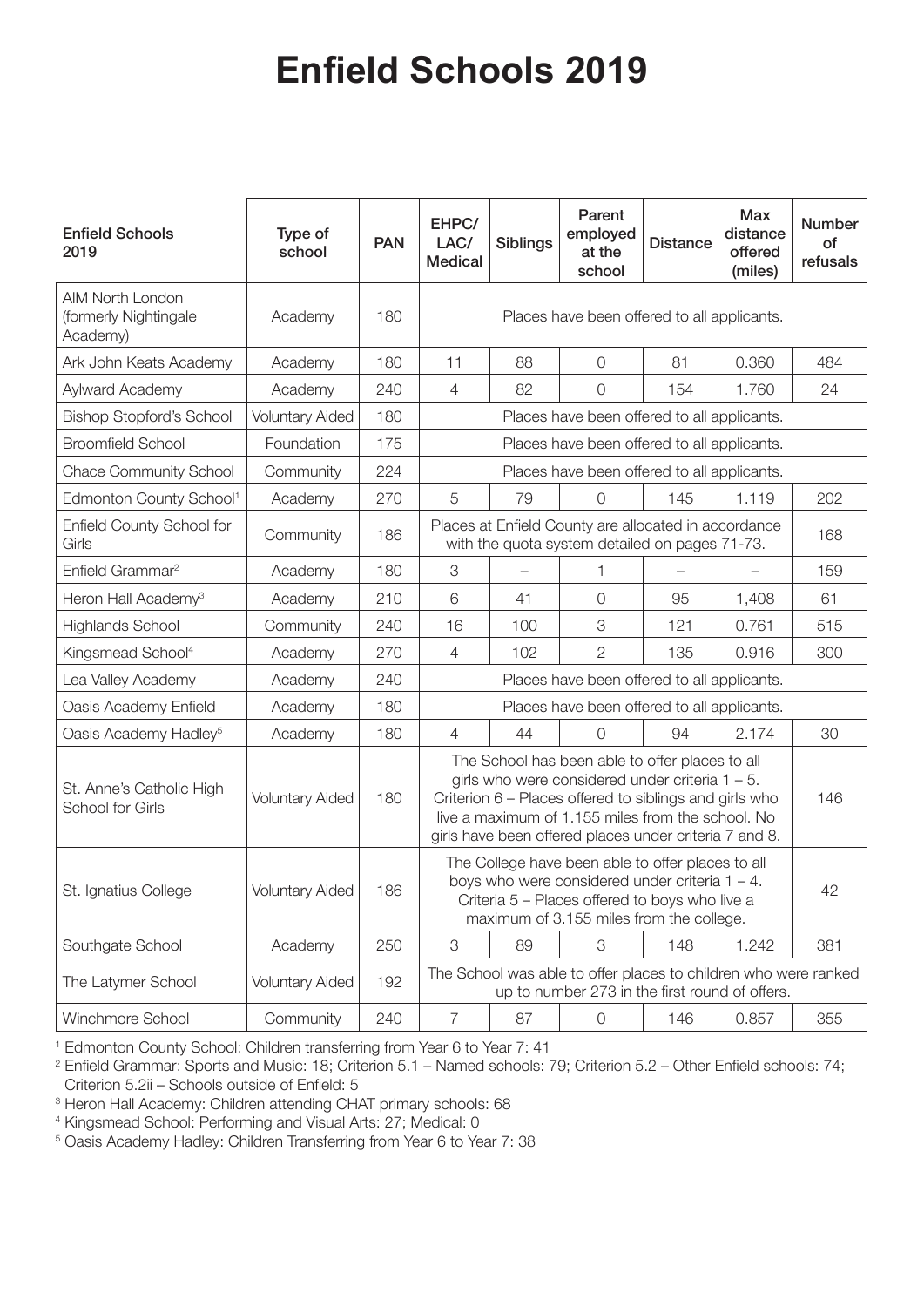# Enfield Schools 2019

| Enfield Schools 2019 | Type of school | PAN | EHPC/ LAC/ Medical | Siblings | Parent employed at the school | Distance | Max distance offered (miles) | Number of refusals |
|---|---|---|---|---|---|---|---|---|
| AIM North London (formerly Nightingale Academy) | Academy | 180 | Places have been offered to all applicants. | | | | | |
| Ark John Keats Academy | Academy | 180 | 11 | 88 | 0 | 81 | 0.360 | 484 |
| Aylward Academy | Academy | 240 | 4 | 82 | 0 | 154 | 1.760 | 24 |
| Bishop Stopford's School | Voluntary Aided | 180 | Places have been offered to all applicants. | | | | | |
| Broomfield School | Foundation | 175 | Places have been offered to all applicants. | | | | | |
| Chace Community School | Community | 224 | Places have been offered to all applicants. | | | | | |
| Edmonton County School[1] | Academy | 270 | 5 | 79 | 0 | 145 | 1.119 | 202 |
| Enfield County School for Girls | Community | 186 | Places at Enfield County are allocated in accordance with the quota system detailed on pages 71-73. | | | | | 168 |
| Enfield Grammar[2] | Academy | 180 | 3 | – | 1 | – | – | 159 |
| Heron Hall Academy[3] | Academy | 210 | 6 | 41 | 0 | 95 | 1,408 | 61 |
| Highlands School | Community | 240 | 16 | 100 | 3 | 121 | 0.761 | 515 |
| Kingsmead School[4] | Academy | 270 | 4 | 102 | 2 | 135 | 0.916 | 300 |
| Lea Valley Academy | Academy | 240 | Places have been offered to all applicants. | | | | | |
| Oasis Academy Enfield | Academy | 180 | Places have been offered to all applicants. | | | | | |
| Oasis Academy Hadley[5] | Academy | 180 | 4 | 44 | 0 | 94 | 2.174 | 30 |
| St. Anne's Catholic High School for Girls | Voluntary Aided | 180 | The School has been able to offer places to all girls who were considered under criteria 1 – 5. Criterion 6 – Places offered to siblings and girls who live a maximum of 1.155 miles from the school. No girls have been offered places under criteria 7 and 8. | | | | | 146 |
| St. Ignatius College | Voluntary Aided | 186 | The College have been able to offer places to all boys who were considered under criteria 1 – 4. Criteria 5 – Places offered to boys who live a maximum of 3.155 miles from the college. | | | | | 42 |
| Southgate School | Academy | 250 | 3 | 89 | 3 | 148 | 1.242 | 381 |
| The Latymer School | Voluntary Aided | 192 | The School was able to offer places to children who were ranked up to number 273 in the first round of offers. | | | | | |
| Winchmore School | Community | 240 | 7 | 87 | 0 | 146 | 0.857 | 355 |

[1] Edmonton County School: Children transferring from Year 6 to Year 7: 41

[2] Enfield Grammar: Sports and Music: 18; Criterion 5.1 – Named schools: 79; Criterion 5.2 – Other Enfield schools: 74; Criterion 5.2ii – Schools outside of Enfield: 5

[3] Heron Hall Academy: Children attending CHAT primary schools: 68

[4] Kingsmead School: Performing and Visual Arts: 27; Medical: 0

[5] Oasis Academy Hadley: Children Transferring from Year 6 to Year 7: 38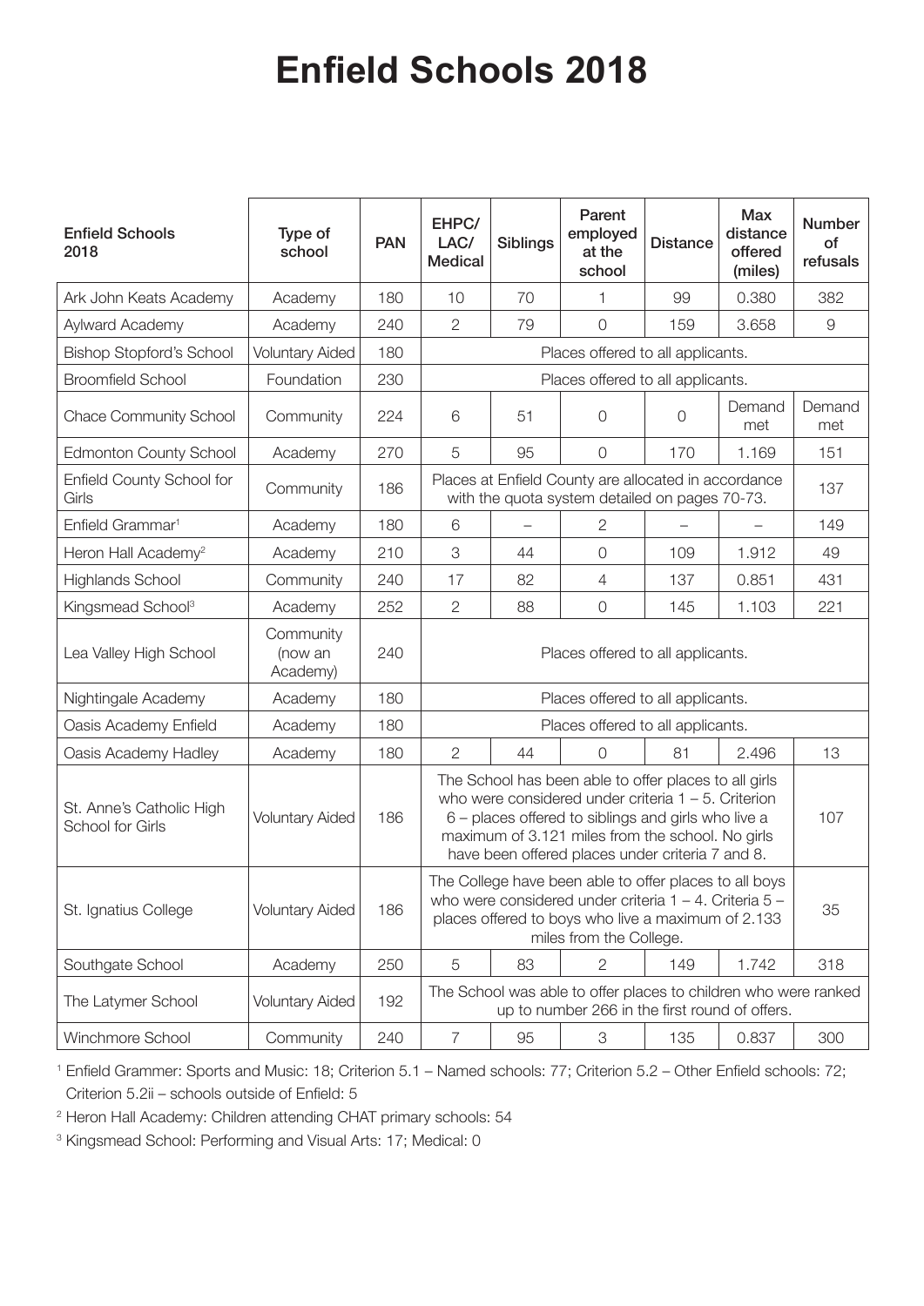# Enfield Schools 2018

| Enfield Schools 2018 | Type of school | PAN | EHPC/ LAC/ Medical | Siblings | Parent employed at the school | Distance | Max distance offered (miles) | Number of refusals |
|---|---|---|---|---|---|---|---|---|
| Ark John Keats Academy | Academy | 180 | 10 | 70 | 1 | 99 | 0.380 | 382 |
| Aylward Academy | Academy | 240 | 2 | 79 | 0 | 159 | 3.658 | 9 |
| Bishop Stopford's School | Voluntary Aided | 180 | Places offered to all applicants. | | | | | |
| Broomfield School | Foundation | 230 | Places offered to all applicants. | | | | | |
| Chace Community School | Community | 224 | 6 | 51 | 0 | 0 | Demand met | Demand met |
| Edmonton County School | Academy | 270 | 5 | 95 | 0 | 170 | 1.169 | 151 |
| Enfield County School for Girls | Community | 186 | Places at Enfield County are allocated in accordance with the quota system detailed on pages 70-73. | | | | | 137 |
| Enfield Grammar[1] | Academy | 180 | 6 | – | 2 | – | – | 149 |
| Heron Hall Academy[2] | Academy | 210 | 3 | 44 | 0 | 109 | 1.912 | 49 |
| Highlands School | Community | 240 | 17 | 82 | 4 | 137 | 0.851 | 431 |
| Kingsmead School[3] | Academy | 252 | 2 | 88 | 0 | 145 | 1.103 | 221 |
| Lea Valley High School | Community (now an Academy) | 240 | Places offered to all applicants. | | | | | |
| Nightingale Academy | Academy | 180 | Places offered to all applicants. | | | | | |
| Oasis Academy Enfield | Academy | 180 | Places offered to all applicants. | | | | | |
| Oasis Academy Hadley | Academy | 180 | 2 | 44 | 0 | 81 | 2.496 | 13 |
| St. Anne's Catholic High School for Girls | Voluntary Aided | 186 | The School has been able to offer places to all girls who were considered under criteria 1 – 5. Criterion 6 – places offered to siblings and girls who live a maximum of 3.121 miles from the school. No girls have been offered places under criteria 7 and 8. | | | | | 107 |
| St. Ignatius College | Voluntary Aided | 186 | The College have been able to offer places to all boys who were considered under criteria 1 – 4. Criteria 5 – places offered to boys who live a maximum of 2.133 miles from the College. | | | | | 35 |
| Southgate School | Academy | 250 | 5 | 83 | 2 | 149 | 1.742 | 318 |
| The Latymer School | Voluntary Aided | 192 | The School was able to offer places to children who were ranked up to number 266 in the first round of offers. | | | | | |
| Winchmore School | Community | 240 | 7 | 95 | 3 | 135 | 0.837 | 300 |

[1] Enfield Grammer: Sports and Music: 18; Criterion 5.1 – Named schools: 77; Criterion 5.2 – Other Enfield schools: 72; Criterion 5.2ii – schools outside of Enfield: 5

[2] Heron Hall Academy: Children attending CHAT primary schools: 54

[3] Kingsmead School: Performing and Visual Arts: 17; Medical: 0